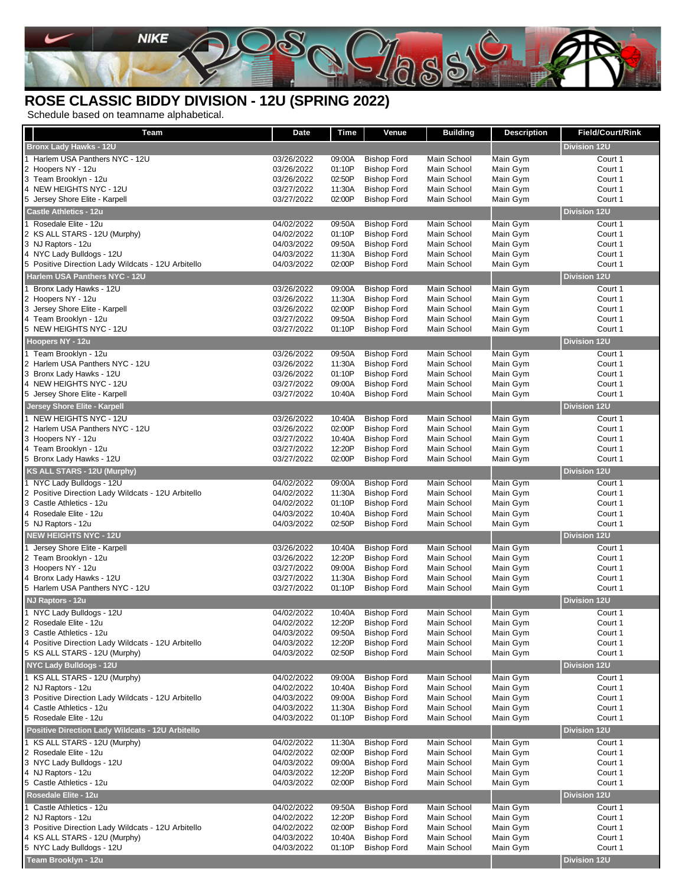# ROSE CLASSIC BIDDY DIVISION - 12U (SPRING 2022)

Schedule based on teamname alphabetical.

| Team | Date | Time | Venue | Building | Description | Field/Court/Rink |
|---|---|---|---|---|---|---|
| **Bronx Lady Hawks - 12U** | | | | | | **Division 12U** |
| 1 Harlem USA Panthers NYC - 12U | 03/26/2022 | 09:00A | Bishop Ford | Main School | Main Gym | Court 1 |
| 2 Hoopers NY - 12u | 03/26/2022 | 01:10P | Bishop Ford | Main School | Main Gym | Court 1 |
| 3 Team Brooklyn - 12u | 03/26/2022 | 02:50P | Bishop Ford | Main School | Main Gym | Court 1 |
| 4 NEW HEIGHTS NYC - 12U | 03/27/2022 | 11:30A | Bishop Ford | Main School | Main Gym | Court 1 |
| 5 Jersey Shore Elite - Karpell | 03/27/2022 | 02:00P | Bishop Ford | Main School | Main Gym | Court 1 |
| **Castle Athletics - 12u** | | | | | | **Division 12U** |
| 1 Rosedale Elite - 12u | 04/02/2022 | 09:50A | Bishop Ford | Main School | Main Gym | Court 1 |
| 2 KS ALL STARS - 12U (Murphy) | 04/02/2022 | 01:10P | Bishop Ford | Main School | Main Gym | Court 1 |
| 3 NJ Raptors - 12u | 04/03/2022 | 09:50A | Bishop Ford | Main School | Main Gym | Court 1 |
| 4 NYC Lady Bulldogs - 12U | 04/03/2022 | 11:30A | Bishop Ford | Main School | Main Gym | Court 1 |
| 5 Positive Direction Lady Wildcats - 12U Arbitello | 04/03/2022 | 02:00P | Bishop Ford | Main School | Main Gym | Court 1 |
| **Harlem USA Panthers NYC - 12U** | | | | | | **Division 12U** |
| 1 Bronx Lady Hawks - 12U | 03/26/2022 | 09:00A | Bishop Ford | Main School | Main Gym | Court 1 |
| 2 Hoopers NY - 12u | 03/26/2022 | 11:30A | Bishop Ford | Main School | Main Gym | Court 1 |
| 3 Jersey Shore Elite - Karpell | 03/26/2022 | 02:00P | Bishop Ford | Main School | Main Gym | Court 1 |
| 4 Team Brooklyn - 12u | 03/27/2022 | 09:50A | Bishop Ford | Main School | Main Gym | Court 1 |
| 5 NEW HEIGHTS NYC - 12U | 03/27/2022 | 01:10P | Bishop Ford | Main School | Main Gym | Court 1 |
| **Hoopers NY - 12u** | | | | | | **Division 12U** |
| 1 Team Brooklyn - 12u | 03/26/2022 | 09:50A | Bishop Ford | Main School | Main Gym | Court 1 |
| 2 Harlem USA Panthers NYC - 12U | 03/26/2022 | 11:30A | Bishop Ford | Main School | Main Gym | Court 1 |
| 3 Bronx Lady Hawks - 12U | 03/26/2022 | 01:10P | Bishop Ford | Main School | Main Gym | Court 1 |
| 4 NEW HEIGHTS NYC - 12U | 03/27/2022 | 09:00A | Bishop Ford | Main School | Main Gym | Court 1 |
| 5 Jersey Shore Elite - Karpell | 03/27/2022 | 10:40A | Bishop Ford | Main School | Main Gym | Court 1 |
| **Jersey Shore Elite - Karpell** | | | | | | **Division 12U** |
| 1 NEW HEIGHTS NYC - 12U | 03/26/2022 | 10:40A | Bishop Ford | Main School | Main Gym | Court 1 |
| 2 Harlem USA Panthers NYC - 12U | 03/26/2022 | 02:00P | Bishop Ford | Main School | Main Gym | Court 1 |
| 3 Hoopers NY - 12u | 03/27/2022 | 10:40A | Bishop Ford | Main School | Main Gym | Court 1 |
| 4 Team Brooklyn - 12u | 03/27/2022 | 12:20P | Bishop Ford | Main School | Main Gym | Court 1 |
| 5 Bronx Lady Hawks - 12U | 03/27/2022 | 02:00P | Bishop Ford | Main School | Main Gym | Court 1 |
| **KS ALL STARS - 12U (Murphy)** | | | | | | **Division 12U** |
| 1 NYC Lady Bulldogs - 12U | 04/02/2022 | 09:00A | Bishop Ford | Main School | Main Gym | Court 1 |
| 2 Positive Direction Lady Wildcats - 12U Arbitello | 04/02/2022 | 11:30A | Bishop Ford | Main School | Main Gym | Court 1 |
| 3 Castle Athletics - 12u | 04/02/2022 | 01:10P | Bishop Ford | Main School | Main Gym | Court 1 |
| 4 Rosedale Elite - 12u | 04/03/2022 | 10:40A | Bishop Ford | Main School | Main Gym | Court 1 |
| 5 NJ Raptors - 12u | 04/03/2022 | 02:50P | Bishop Ford | Main School | Main Gym | Court 1 |
| **NEW HEIGHTS NYC - 12U** | | | | | | **Division 12U** |
| 1 Jersey Shore Elite - Karpell | 03/26/2022 | 10:40A | Bishop Ford | Main School | Main Gym | Court 1 |
| 2 Team Brooklyn - 12u | 03/26/2022 | 12:20P | Bishop Ford | Main School | Main Gym | Court 1 |
| 3 Hoopers NY - 12u | 03/27/2022 | 09:00A | Bishop Ford | Main School | Main Gym | Court 1 |
| 4 Bronx Lady Hawks - 12U | 03/27/2022 | 11:30A | Bishop Ford | Main School | Main Gym | Court 1 |
| 5 Harlem USA Panthers NYC - 12U | 03/27/2022 | 01:10P | Bishop Ford | Main School | Main Gym | Court 1 |
| **NJ Raptors - 12u** | | | | | | **Division 12U** |
| 1 NYC Lady Bulldogs - 12U | 04/02/2022 | 10:40A | Bishop Ford | Main School | Main Gym | Court 1 |
| 2 Rosedale Elite - 12u | 04/02/2022 | 12:20P | Bishop Ford | Main School | Main Gym | Court 1 |
| 3 Castle Athletics - 12u | 04/03/2022 | 09:50A | Bishop Ford | Main School | Main Gym | Court 1 |
| 4 Positive Direction Lady Wildcats - 12U Arbitello | 04/03/2022 | 12:20P | Bishop Ford | Main School | Main Gym | Court 1 |
| 5 KS ALL STARS - 12U (Murphy) | 04/03/2022 | 02:50P | Bishop Ford | Main School | Main Gym | Court 1 |
| **NYC Lady Bulldogs - 12U** | | | | | | **Division 12U** |
| 1 KS ALL STARS - 12U (Murphy) | 04/02/2022 | 09:00A | Bishop Ford | Main School | Main Gym | Court 1 |
| 2 NJ Raptors - 12u | 04/02/2022 | 10:40A | Bishop Ford | Main School | Main Gym | Court 1 |
| 3 Positive Direction Lady Wildcats - 12U Arbitello | 04/03/2022 | 09:00A | Bishop Ford | Main School | Main Gym | Court 1 |
| 4 Castle Athletics - 12u | 04/03/2022 | 11:30A | Bishop Ford | Main School | Main Gym | Court 1 |
| 5 Rosedale Elite - 12u | 04/03/2022 | 01:10P | Bishop Ford | Main School | Main Gym | Court 1 |
| **Positive Direction Lady Wildcats - 12U Arbitello** | | | | | | **Division 12U** |
| 1 KS ALL STARS - 12U (Murphy) | 04/02/2022 | 11:30A | Bishop Ford | Main School | Main Gym | Court 1 |
| 2 Rosedale Elite - 12u | 04/02/2022 | 02:00P | Bishop Ford | Main School | Main Gym | Court 1 |
| 3 NYC Lady Bulldogs - 12U | 04/03/2022 | 09:00A | Bishop Ford | Main School | Main Gym | Court 1 |
| 4 NJ Raptors - 12u | 04/03/2022 | 12:20P | Bishop Ford | Main School | Main Gym | Court 1 |
| 5 Castle Athletics - 12u | 04/03/2022 | 02:00P | Bishop Ford | Main School | Main Gym | Court 1 |
| **Rosedale Elite - 12u** | | | | | | **Division 12U** |
| 1 Castle Athletics - 12u | 04/02/2022 | 09:50A | Bishop Ford | Main School | Main Gym | Court 1 |
| 2 NJ Raptors - 12u | 04/02/2022 | 12:20P | Bishop Ford | Main School | Main Gym | Court 1 |
| 3 Positive Direction Lady Wildcats - 12U Arbitello | 04/02/2022 | 02:00P | Bishop Ford | Main School | Main Gym | Court 1 |
| 4 KS ALL STARS - 12U (Murphy) | 04/03/2022 | 10:40A | Bishop Ford | Main School | Main Gym | Court 1 |
| 5 NYC Lady Bulldogs - 12U | 04/03/2022 | 01:10P | Bishop Ford | Main School | Main Gym | Court 1 |
| **Team Brooklyn - 12u** | | | | | | **Division 12U** |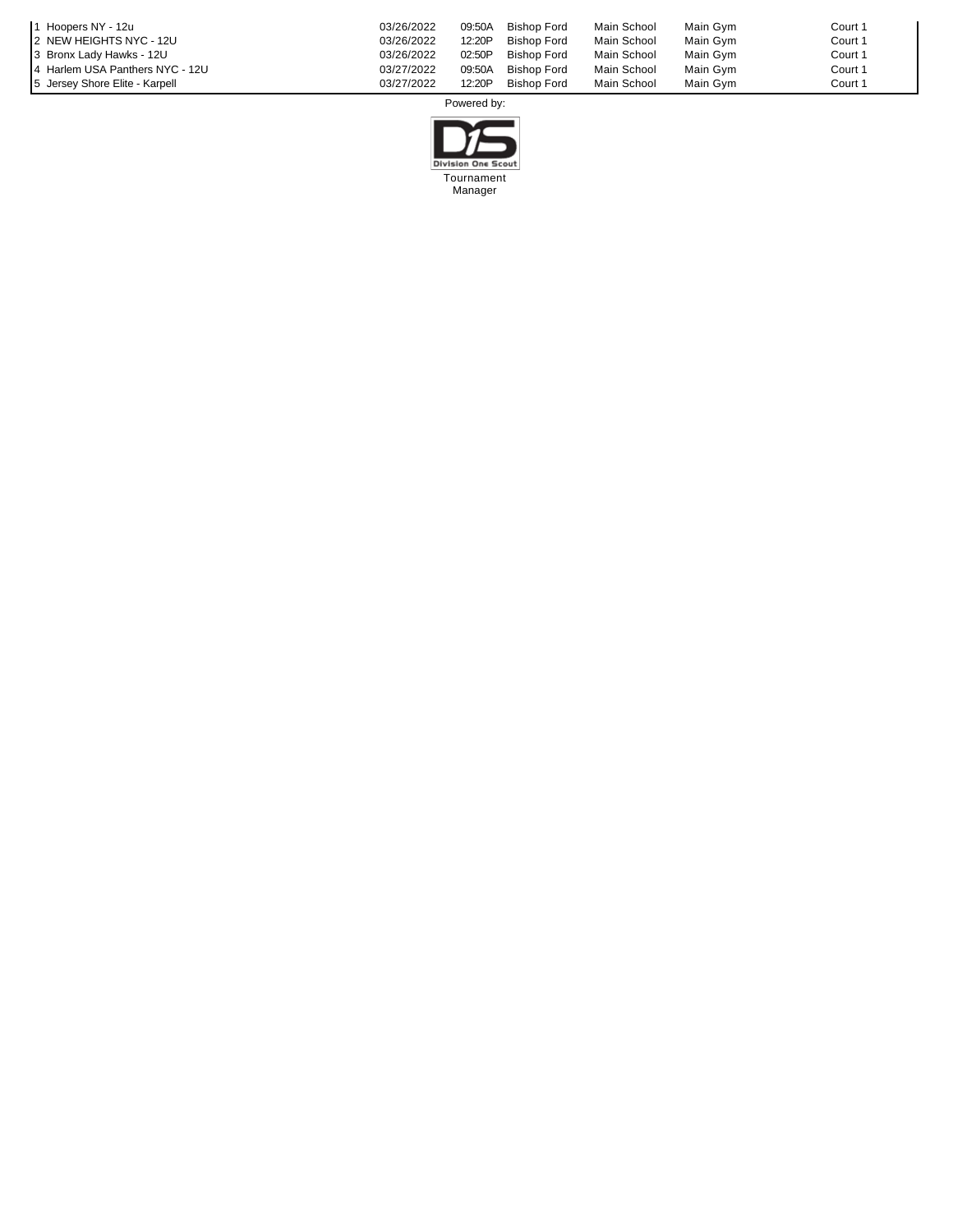| | | | | | | | |
|---|---|---|---|---|---|---|---|
| 1 | Hoopers NY - 12u | 03/26/2022 | 09:50A | Bishop Ford | Main School | Main Gym | Court 1 |
| 2 | NEW HEIGHTS NYC - 12U | 03/26/2022 | 12:20P | Bishop Ford | Main School | Main Gym | Court 1 |
| 3 | Bronx Lady Hawks - 12U | 03/26/2022 | 02:50P | Bishop Ford | Main School | Main Gym | Court 1 |
| 4 | Harlem USA Panthers NYC - 12U | 03/27/2022 | 09:50A | Bishop Ford | Main School | Main Gym | Court 1 |
| 5 | Jersey Shore Elite - Karpell | 03/27/2022 | 12:20P | Bishop Ford | Main School | Main Gym | Court 1 |

Powered by:

D1S Division One Scout

Tournament Manager